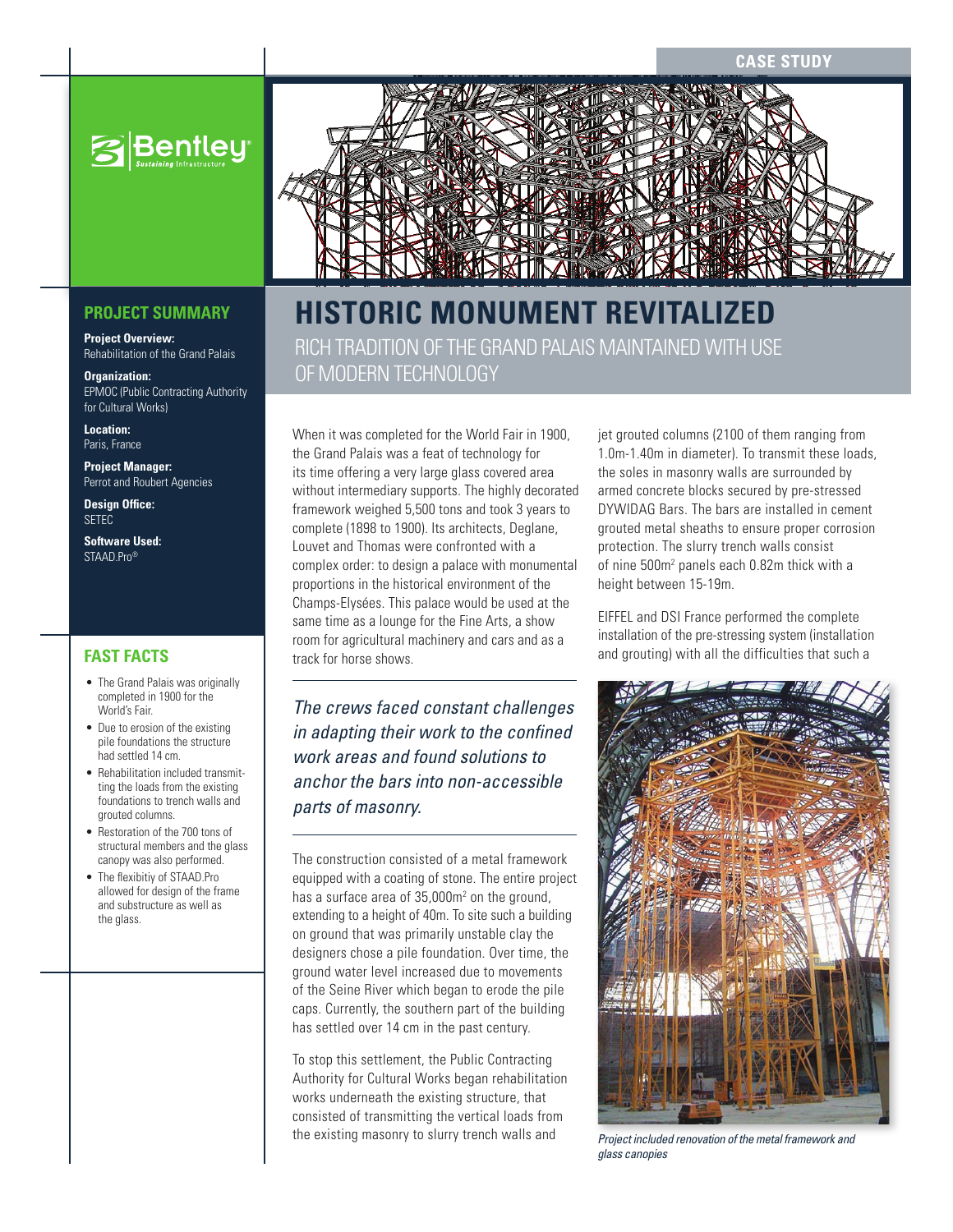CASE STUDY

## PROJECT SUMMARY

**Project Overview:**
Rehabilitation of the Grand Palais

**Organization:**
EPMOC (Public Contracting Authority for Cultural Works)

**Location:**
Paris, France

**Project Manager:**
Perrot and Roubert Agencies

**Design Office:**
SETEC

**Software Used:**
STAAD.Pro®

## FAST FACTS

- The Grand Palais was originally completed in 1900 for the World's Fair.
- Due to erosion of the existing pile foundations the structure had settled 14 cm.
- Rehabilitation included transmitting the loads from the existing foundations to trench walls and grouted columns.
- Restoration of the 700 tons of structural members and the glass canopy was also performed.
- The flexibitiy of STAAD.Pro allowed for design of the frame and substructure as well as the glass.

# HISTORIC MONUMENT REVITALIZED

## RICH TRADITION OF THE GRAND PALAIS MAINTAINED WITH USE OF MODERN TECHNOLOGY

When it was completed for the World Fair in 1900, the Grand Palais was a feat of technology for its time offering a very large glass covered area without intermediary supports. The highly decorated framework weighed 5,500 tons and took 3 years to complete (1898 to 1900). Its architects, Deglane, Louvet and Thomas were confronted with a complex order: to design a palace with monumental proportions in the historical environment of the Champs-Elysées. This palace would be used at the same time as a lounge for the Fine Arts, a show room for agricultural machinery and cars and as a track for horse shows.

*The crews faced constant challenges in adapting their work to the confined work areas and found solutions to anchor the bars into non-accessible parts of masonry.*

The construction consisted of a metal framework equipped with a coating of stone. The entire project has a surface area of 35,000m$^2$ on the ground, extending to a height of 40m. To site such a building on ground that was primarily unstable clay the designers chose a pile foundation. Over time, the ground water level increased due to movements of the Seine River which began to erode the pile caps. Currently, the southern part of the building has settled over 14 cm in the past century.

To stop this settlement, the Public Contracting Authority for Cultural Works began rehabilitation works underneath the existing structure, that consisted of transmitting the vertical loads from the existing masonry to slurry trench walls and jet grouted columns (2100 of them ranging from 1.0m-1.40m in diameter). To transmit these loads, the soles in masonry walls are surrounded by armed concrete blocks secured by pre-stressed DYWIDAG Bars. The bars are installed in cement grouted metal sheaths to ensure proper corrosion protection. The slurry trench walls consist of nine 500m$^2$ panels each 0.82m thick with a height between 15-19m.

EIFFEL and DSI France performed the complete installation of the pre-stressing system (installation and grouting) with all the difficulties that such a

*Project included renovation of the metal framework and glass canopies*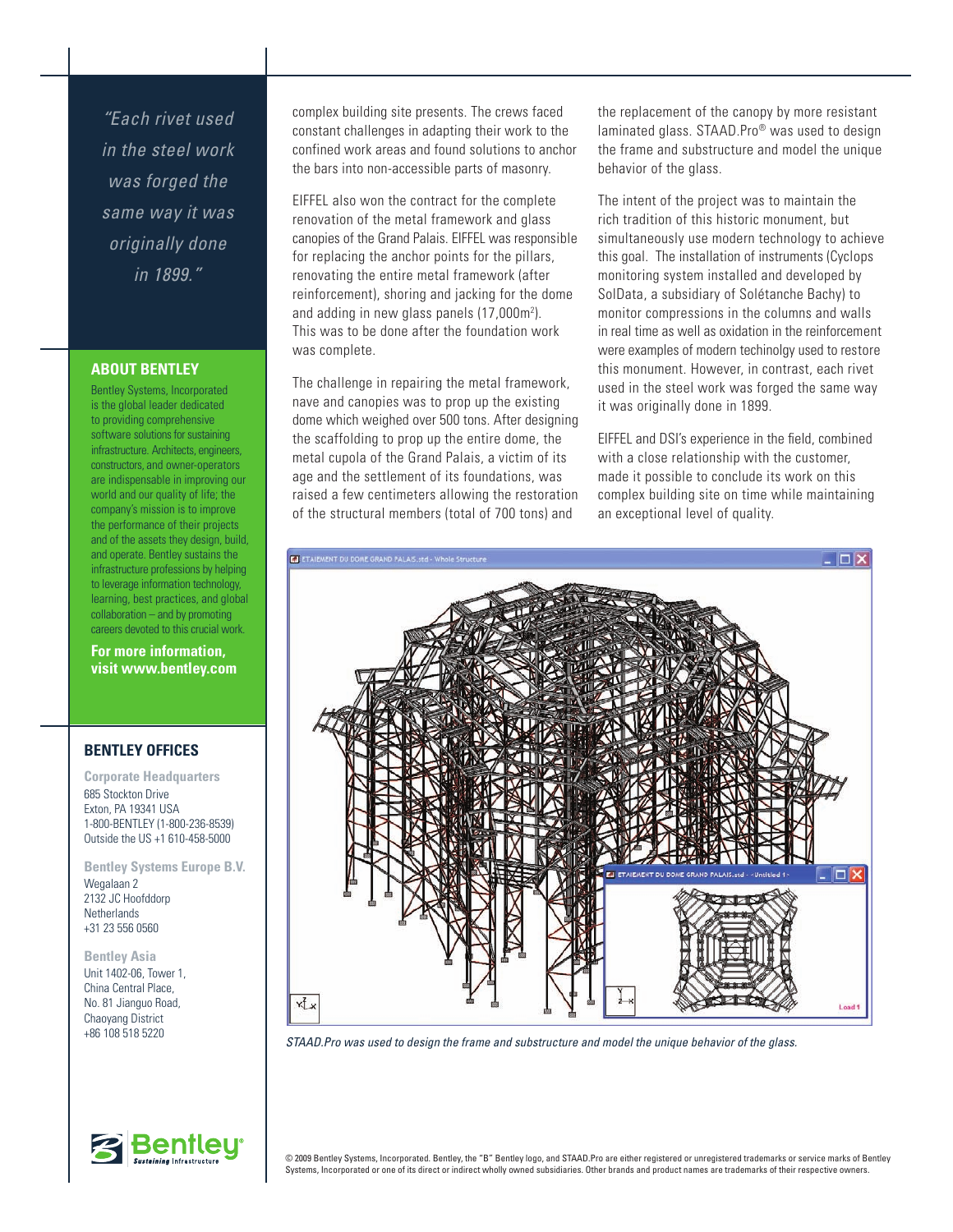> *"Each rivet used in the steel work was forged the same way it was originally done in 1899."*

complex building site presents. The crews faced constant challenges in adapting their work to the confined work areas and found solutions to anchor the bars into non-accessible parts of masonry.

EIFFEL also won the contract for the complete renovation of the metal framework and glass canopies of the Grand Palais. EIFFEL was responsible for replacing the anchor points for the pillars, renovating the entire metal framework (after reinforcement), shoring and jacking for the dome and adding in new glass panels (17,000m$^2$). This was to be done after the foundation work was complete.

The challenge in repairing the metal framework, nave and canopies was to prop up the existing dome which weighed over 500 tons. After designing the scaffolding to prop up the entire dome, the metal cupola of the Grand Palais, a victim of its age and the settlement of its foundations, was raised a few centimeters allowing the restoration of the structural members (total of 700 tons) and the replacement of the canopy by more resistant laminated glass. STAAD.Pro® was used to design the frame and substructure and model the unique behavior of the glass.

The intent of the project was to maintain the rich tradition of this historic monument, but simultaneously use modern technology to achieve this goal. The installation of instruments (Cyclops monitoring system installed and developed by SolData, a subsidiary of Solétanche Bachy) to monitor compressions in the columns and walls in real time as well as oxidation in the reinforcement were examples of modern techinolgy used to restore this monument. However, in contrast, each rivet used in the steel work was forged the same way it was originally done in 1899.

EIFFEL and DSI's experience in the field, combined with a close relationship with the customer, made it possible to conclude its work on this complex building site on time while maintaining an exceptional level of quality.

*STAAD.Pro was used to design the frame and substructure and model the unique behavior of the glass.*

## ABOUT BENTLEY

Bentley Systems, Incorporated is the global leader dedicated to providing comprehensive software solutions for sustaining infrastructure. Architects, engineers, constructors, and owner-operators are indispensable in improving our world and our quality of life; the company's mission is to improve the performance of their projects and of the assets they design, build, and operate. Bentley sustains the infrastructure professions by helping to leverage information technology, learning, best practices, and global collaboration – and by promoting careers devoted to this crucial work.

**For more information, visit www.bentley.com**

## BENTLEY OFFICES

**Corporate Headquarters**
685 Stockton Drive
Exton, PA 19341 USA
1-800-BENTLEY (1-800-236-8539)
Outside the US +1 610-458-5000

**Bentley Systems Europe B.V.**
Wegalaan 2
2132 JC Hoofddorp
Netherlands
+31 23 556 0560

**Bentley Asia**
Unit 1402-06, Tower 1,
China Central Place,
No. 81 Jianguo Road,
Chaoyang District
+86 108 518 5220

© 2009 Bentley Systems, Incorporated. Bentley, the "B" Bentley logo, and STAAD.Pro are either registered or unregistered trademarks or service marks of Bentley Systems, Incorporated or one of its direct or indirect wholly owned subsidiaries. Other brands and product names are trademarks of their respective owners.